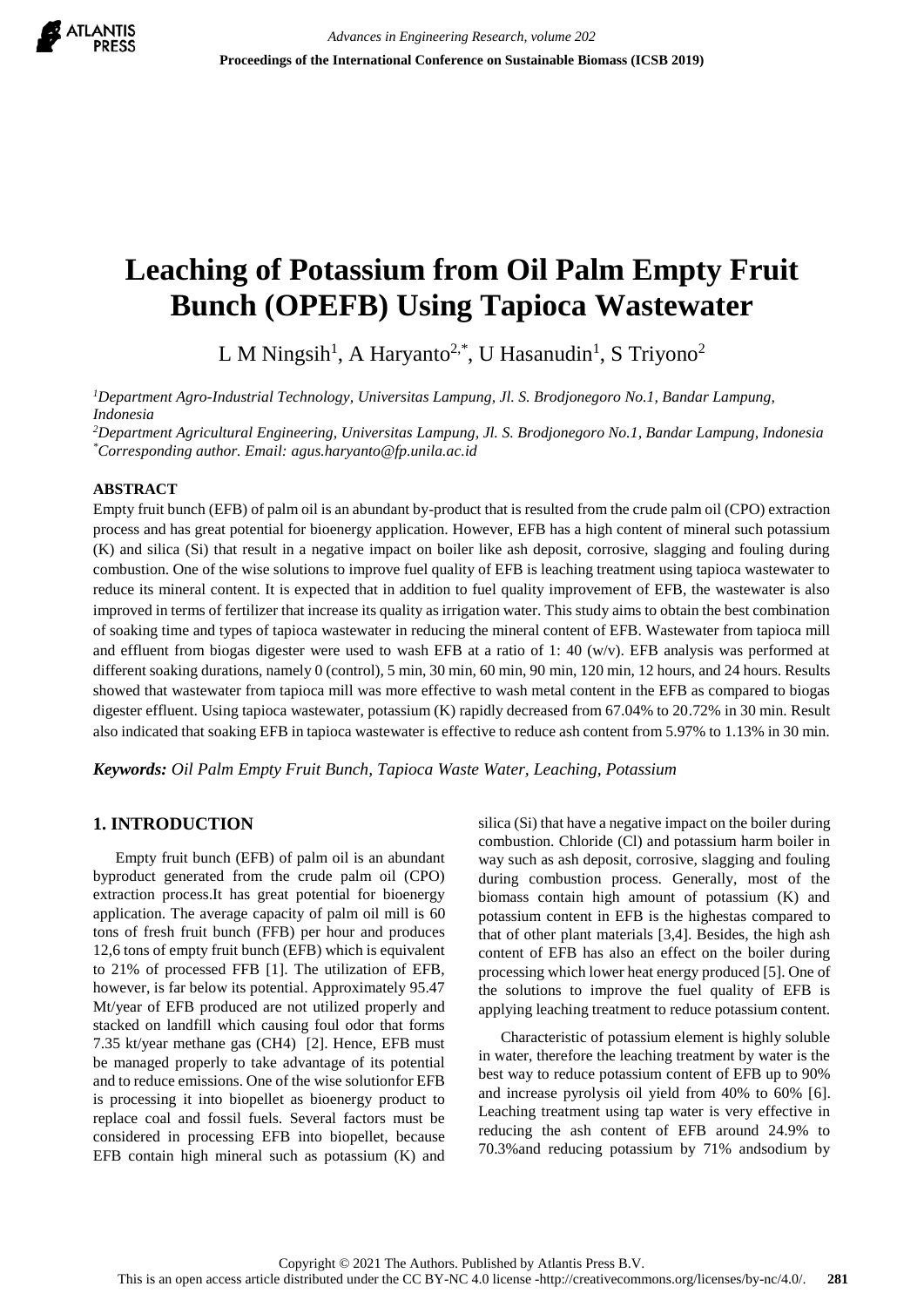# Leaching of Potassium from Oil Palm Empty Fruit Bunch (OPEFB) Using Tapioca Wastewater

L M Ningsih[1], A Haryanto[2,*], U Hasanudin[1], S Triyono[2]

[1]*Department Agro-Industrial Technology, Universitas Lampung, Jl. S. Brodjonegoro No.1, Bandar Lampung, Indonesia*
[2]*Department Agricultural Engineering, Universitas Lampung, Jl. S. Brodjonegoro No.1, Bandar Lampung, Indonesia*
[*]*Corresponding author. Email: agus.haryanto@fp.unila.ac.id*

## ABSTRACT

Empty fruit bunch (EFB) of palm oil is an abundant by-product that is resulted from the crude palm oil (CPO) extraction process and has great potential for bioenergy application. However, EFB has a high content of mineral such potassium (K) and silica (Si) that result in a negative impact on boiler like ash deposit, corrosive, slagging and fouling during combustion. One of the wise solutions to improve fuel quality of EFB is leaching treatment using tapioca wastewater to reduce its mineral content. It is expected that in addition to fuel quality improvement of EFB, the wastewater is also improved in terms of fertilizer that increase its quality as irrigation water. This study aims to obtain the best combination of soaking time and types of tapioca wastewater in reducing the mineral content of EFB. Wastewater from tapioca mill and effluent from biogas digester were used to wash EFB at a ratio of 1: 40 (w/v). EFB analysis was performed at different soaking durations, namely 0 (control), 5 min, 30 min, 60 min, 90 min, 120 min, 12 hours, and 24 hours. Results showed that wastewater from tapioca mill was more effective to wash metal content in the EFB as compared to biogas digester effluent. Using tapioca wastewater, potassium (K) rapidly decreased from 67.04% to 20.72% in 30 min. Result also indicated that soaking EFB in tapioca wastewater is effective to reduce ash content from 5.97% to 1.13% in 30 min.

***Keywords:*** *Oil Palm Empty Fruit Bunch, Tapioca Waste Water, Leaching, Potassium*

## 1. INTRODUCTION

Empty fruit bunch (EFB) of palm oil is an abundant byproduct generated from the crude palm oil (CPO) extraction process.It has great potential for bioenergy application. The average capacity of palm oil mill is 60 tons of fresh fruit bunch (FFB) per hour and produces 12,6 tons of empty fruit bunch (EFB) which is equivalent to 21% of processed FFB [1]. The utilization of EFB, however, is far below its potential. Approximately 95.47 Mt/year of EFB produced are not utilized properly and stacked on landfill which causing foul odor that forms 7.35 kt/year methane gas ($CH_4$) [2]. Hence, EFB must be managed properly to take advantage of its potential and to reduce emissions. One of the wise solutionfor EFB is processing it into biopellet as bioenergy product to replace coal and fossil fuels. Several factors must be considered in processing EFB into biopellet, because EFB contain high mineral such as potassium (K) and silica (Si) that have a negative impact on the boiler during combustion. Chloride (Cl) and potassium harm boiler in way such as ash deposit, corrosive, slagging and fouling during combustion process. Generally, most of the biomass contain high amount of potassium (K) and potassium content in EFB is the highestas compared to that of other plant materials [3,4]. Besides, the high ash content of EFB has also an effect on the boiler during processing which lower heat energy produced [5]. One of the solutions to improve the fuel quality of EFB is applying leaching treatment to reduce potassium content.

Characteristic of potassium element is highly soluble in water, therefore the leaching treatment by water is the best way to reduce potassium content of EFB up to 90% and increase pyrolysis oil yield from 40% to 60% [6]. Leaching treatment using tap water is very effective in reducing the ash content of EFB around 24.9% to 70.3%and reducing potassium by 71% andsodium by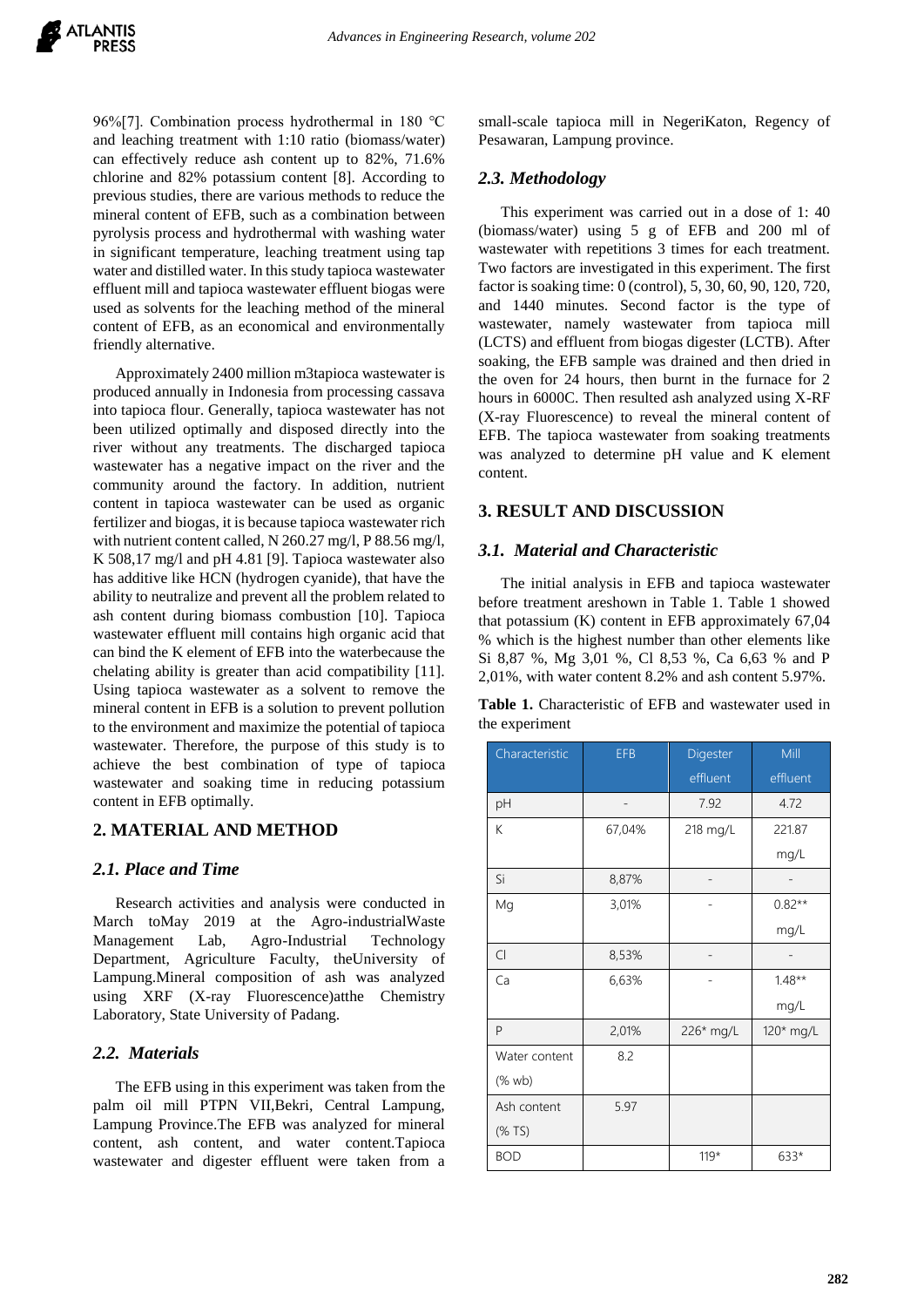96%[7]. Combination process hydrothermal in 180 °C and leaching treatment with 1:10 ratio (biomass/water) can effectively reduce ash content up to 82%, 71.6% chlorine and 82% potassium content [8]. According to previous studies, there are various methods to reduce the mineral content of EFB, such as a combination between pyrolysis process and hydrothermal with washing water in significant temperature, leaching treatment using tap water and distilled water. In this study tapioca wastewater effluent mill and tapioca wastewater effluent biogas were used as solvents for the leaching method of the mineral content of EFB, as an economical and environmentally friendly alternative.

Approximately 2400 million m3tapioca wastewater is produced annually in Indonesia from processing cassava into tapioca flour. Generally, tapioca wastewater has not been utilized optimally and disposed directly into the river without any treatments. The discharged tapioca wastewater has a negative impact on the river and the community around the factory. In addition, nutrient content in tapioca wastewater can be used as organic fertilizer and biogas, it is because tapioca wastewater rich with nutrient content called, N 260.27 mg/l, P 88.56 mg/l, K 508,17 mg/l and pH 4.81 [9]. Tapioca wastewater also has additive like HCN (hydrogen cyanide), that have the ability to neutralize and prevent all the problem related to ash content during biomass combustion [10]. Tapioca wastewater effluent mill contains high organic acid that can bind the K element of EFB into the waterbecause the chelating ability is greater than acid compatibility [11]. Using tapioca wastewater as a solvent to remove the mineral content in EFB is a solution to prevent pollution to the environment and maximize the potential of tapioca wastewater. Therefore, the purpose of this study is to achieve the best combination of type of tapioca wastewater and soaking time in reducing potassium content in EFB optimally.

## 2. MATERIAL AND METHOD

### 2.1. Place and Time

Research activities and analysis were conducted in March toMay 2019 at the Agro-industrialWaste Management Lab, Agro-Industrial Technology Department, Agriculture Faculty, theUniversity of Lampung.Mineral composition of ash was analyzed using XRF (X-ray Fluorescence)atthe Chemistry Laboratory, State University of Padang.

### 2.2. Materials

The EFB using in this experiment was taken from the palm oil mill PTPN VII,Bekri, Central Lampung, Lampung Province.The EFB was analyzed for mineral content, ash content, and water content.Tapioca wastewater and digester effluent were taken from a small-scale tapioca mill in NegeriKaton, Regency of Pesawaran, Lampung province.

### 2.3. Methodology

This experiment was carried out in a dose of 1: 40 (biomass/water) using 5 g of EFB and 200 ml of wastewater with repetitions 3 times for each treatment. Two factors are investigated in this experiment. The first factor is soaking time: 0 (control), 5, 30, 60, 90, 120, 720, and 1440 minutes. Second factor is the type of wastewater, namely wastewater from tapioca mill (LCTS) and effluent from biogas digester (LCTB). After soaking, the EFB sample was drained and then dried in the oven for 24 hours, then burnt in the furnace for 2 hours in 6000C. Then resulted ash analyzed using X-RF (X-ray Fluorescence) to reveal the mineral content of EFB. The tapioca wastewater from soaking treatments was analyzed to determine pH value and K element content.

## 3. RESULT AND DISCUSSION

### 3.1. Material and Characteristic

The initial analysis in EFB and tapioca wastewater before treatment areshown in Table 1. Table 1 showed that potassium (K) content in EFB approximately 67,04 % which is the highest number than other elements like Si 8,87 %, Mg 3,01 %, Cl 8,53 %, Ca 6,63 % and P 2,01%, with water content 8.2% and ash content 5.97%.

**Table 1.** Characteristic of EFB and wastewater used in the experiment

| Characteristic | EFB | Digester effluent | Mill effluent |
|---|---|---|---|
| pH | - | 7.92 | 4.72 |
| K | 67,04% | 218 mg/L | 221.87 mg/L |
| Si | 8,87% | - | - |
| Mg | 3,01% | - | 0.82** mg/L |
| Cl | 8,53% | - | - |
| Ca | 6,63% | - | 1.48** mg/L |
| P | 2,01% | 226* mg/L | 120* mg/L |
| Water content (% wb) | 8.2 | | |
| Ash content (% TS) | 5.97 | | |
| BOD | | 119* | 633* |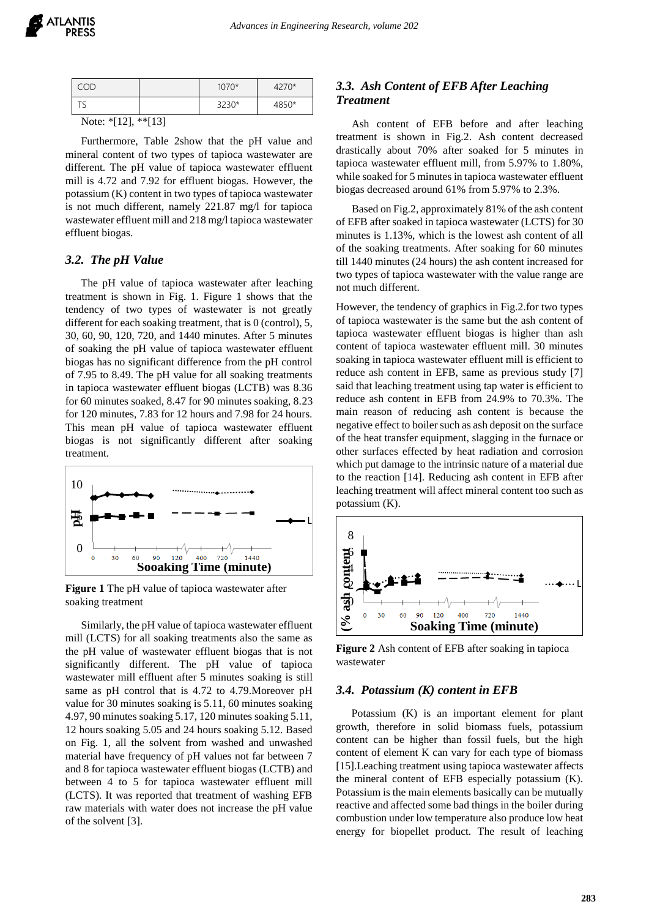| COD | | 1070* | 4270* |
|---|---|---|---|
| TS | | 3230* | 4850* |

Note: *[12], **[13]

Furthermore, Table 2show that the pH value and mineral content of two types of tapioca wastewater are different. The pH value of tapioca wastewater effluent mill is 4.72 and 7.92 for effluent biogas. However, the potassium (K) content in two types of tapioca wastewater is not much different, namely 221.87 mg/l for tapioca wastewater effluent mill and 218 mg/l tapioca wastewater effluent biogas.

### *3.2. The pH Value*

The pH value of tapioca wastewater after leaching treatment is shown in Fig. 1. Figure 1 shows that the tendency of two types of wastewater is not greatly different for each soaking treatment, that is 0 (control), 5, 30, 60, 90, 120, 720, and 1440 minutes. After 5 minutes of soaking the pH value of tapioca wastewater effluent biogas has no significant difference from the pH control of 7.95 to 8.49. The pH value for all soaking treatments in tapioca wastewater effluent biogas (LCTB) was 8.36 for 60 minutes soaked, 8.47 for 90 minutes soaking, 8.23 for 120 minutes, 7.83 for 12 hours and 7.98 for 24 hours. This mean pH value of tapioca wastewater effluent biogas is not significantly different after soaking treatment.

**Figure 1** The pH value of tapioca wastewater after soaking treatment

Similarly, the pH value of tapioca wastewater effluent mill (LCTS) for all soaking treatments also the same as the pH value of wastewater effluent biogas that is not significantly different. The pH value of tapioca wastewater mill effluent after 5 minutes soaking is still same as pH control that is 4.72 to 4.79.Moreover pH value for 30 minutes soaking is 5.11, 60 minutes soaking 4.97, 90 minutes soaking 5.17, 120 minutes soaking 5.11, 12 hours soaking 5.05 and 24 hours soaking 5.12. Based on Fig. 1, all the solvent from washed and unwashed material have frequency of pH values not far between 7 and 8 for tapioca wastewater effluent biogas (LCTB) and between 4 to 5 for tapioca wastewater effluent mill (LCTS). It was reported that treatment of washing EFB raw materials with water does not increase the pH value of the solvent [3].

### *3.3. Ash Content of EFB After Leaching Treatment*

Ash content of EFB before and after leaching treatment is shown in Fig.2. Ash content decreased drastically about 70% after soaked for 5 minutes in tapioca wastewater effluent mill, from 5.97% to 1.80%, while soaked for 5 minutes in tapioca wastewater effluent biogas decreased around 61% from 5.97% to 2.3%.

Based on Fig.2, approximately 81% of the ash content of EFB after soaked in tapioca wastewater (LCTS) for 30 minutes is 1.13%, which is the lowest ash content of all of the soaking treatments. After soaking for 60 minutes till 1440 minutes (24 hours) the ash content increased for two types of tapioca wastewater with the value range are not much different.

However, the tendency of graphics in Fig.2.for two types of tapioca wastewater is the same but the ash content of tapioca wastewater effluent biogas is higher than ash content of tapioca wastewater effluent mill. 30 minutes soaking in tapioca wastewater effluent mill is efficient to reduce ash content in EFB, same as previous study [7] said that leaching treatment using tap water is efficient to reduce ash content in EFB from 24.9% to 70.3%. The main reason of reducing ash content is because the negative effect to boiler such as ash deposit on the surface of the heat transfer equipment, slagging in the furnace or other surfaces effected by heat radiation and corrosion which put damage to the intrinsic nature of a material due to the reaction [14]. Reducing ash content in EFB after leaching treatment will affect mineral content too such as potassium (K).

**Figure 2** Ash content of EFB after soaking in tapioca wastewater

### *3.4. Potassium (K) content in EFB*

Potassium (K) is an important element for plant growth, therefore in solid biomass fuels, potassium content can be higher than fossil fuels, but the high content of element K can vary for each type of biomass [15].Leaching treatment using tapioca wastewater affects the mineral content of EFB especially potassium (K). Potassium is the main elements basically can be mutually reactive and affected some bad things in the boiler during combustion under low temperature also produce low heat energy for biopellet product. The result of leaching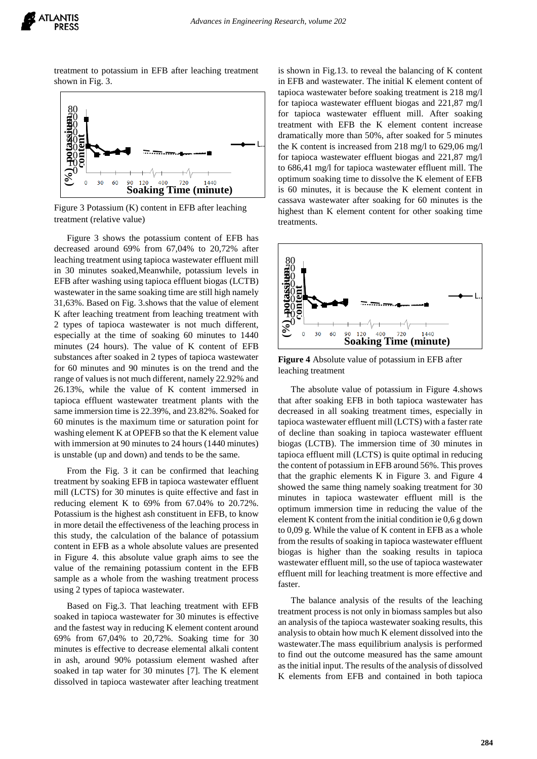treatment to potassium in EFB after leaching treatment shown in Fig. 3.

Figure 3 Potassium (K) content in EFB after leaching treatment (relative value)

Figure 3 shows the potassium content of EFB has decreased around 69% from 67,04% to 20,72% after leaching treatment using tapioca wastewater effluent mill in 30 minutes soaked,Meanwhile, potassium levels in EFB after washing using tapioca effluent biogas (LCTB) wastewater in the same soaking time are still high namely 31,63%. Based on Fig. 3.shows that the value of element K after leaching treatment from leaching treatment with 2 types of tapioca wastewater is not much different, especially at the time of soaking 60 minutes to 1440 minutes (24 hours). The value of K content of EFB substances after soaked in 2 types of tapioca wastewater for 60 minutes and 90 minutes is on the trend and the range of values is not much different, namely 22.92% and 26.13%, while the value of K content immersed in tapioca effluent wastewater treatment plants with the same immersion time is 22.39%, and 23.82%. Soaked for 60 minutes is the maximum time or saturation point for washing element K at OPEFB so that the K element value with immersion at 90 minutes to 24 hours (1440 minutes) is unstable (up and down) and tends to be the same.

From the Fig. 3 it can be confirmed that leaching treatment by soaking EFB in tapioca wastewater effluent mill (LCTS) for 30 minutes is quite effective and fast in reducing element K to 69% from 67.04% to 20.72%. Potassium is the highest ash constituent in EFB, to know in more detail the effectiveness of the leaching process in this study, the calculation of the balance of potassium content in EFB as a whole absolute values are presented in Figure 4. this absolute value graph aims to see the value of the remaining potassium content in the EFB sample as a whole from the washing treatment process using 2 types of tapioca wastewater.

Based on Fig.3. That leaching treatment with EFB soaked in tapioca wastewater for 30 minutes is effective and the fastest way in reducing K element content around 69% from 67,04% to 20,72%. Soaking time for 30 minutes is effective to decrease elemental alkali content in ash, around 90% potassium element washed after soaked in tap water for 30 minutes [7]. The K element dissolved in tapioca wastewater after leaching treatment is shown in Fig.13. to reveal the balancing of K content in EFB and wastewater. The initial K element content of tapioca wastewater before soaking treatment is 218 mg/l for tapioca wastewater effluent biogas and 221,87 mg/l for tapioca wastewater effluent mill. After soaking treatment with EFB the K element content increase dramatically more than 50%, after soaked for 5 minutes the K content is increased from 218 mg/l to 629,06 mg/l for tapioca wastewater effluent biogas and 221,87 mg/l to 686,41 mg/l for tapioca wastewater effluent mill. The optimum soaking time to dissolve the K element of EFB is 60 minutes, it is because the K element content in cassava wastewater after soaking for 60 minutes is the highest than K element content for other soaking time treatments.

**Figure 4** Absolute value of potassium in EFB after leaching treatment

The absolute value of potassium in Figure 4.shows that after soaking EFB in both tapioca wastewater has decreased in all soaking treatment times, especially in tapioca wastewater effluent mill (LCTS) with a faster rate of decline than soaking in tapioca wastewater effluent biogas (LCTB). The immersion time of 30 minutes in tapioca effluent mill (LCTS) is quite optimal in reducing the content of potassium in EFB around 56%. This proves that the graphic elements K in Figure 3. and Figure 4 showed the same thing namely soaking treatment for 30 minutes in tapioca wastewater effluent mill is the optimum immersion time in reducing the value of the element K content from the initial condition ie 0,6 g down to 0,09 g. While the value of K content in EFB as a whole from the results of soaking in tapioca wastewater effluent biogas is higher than the soaking results in tapioca wastewater effluent mill, so the use of tapioca wastewater effluent mill for leaching treatment is more effective and faster.

The balance analysis of the results of the leaching treatment process is not only in biomass samples but also an analysis of the tapioca wastewater soaking results, this analysis to obtain how much K element dissolved into the wastewater.The mass equilibrium analysis is performed to find out the outcome measured has the same amount as the initial input. The results of the analysis of dissolved K elements from EFB and contained in both tapioca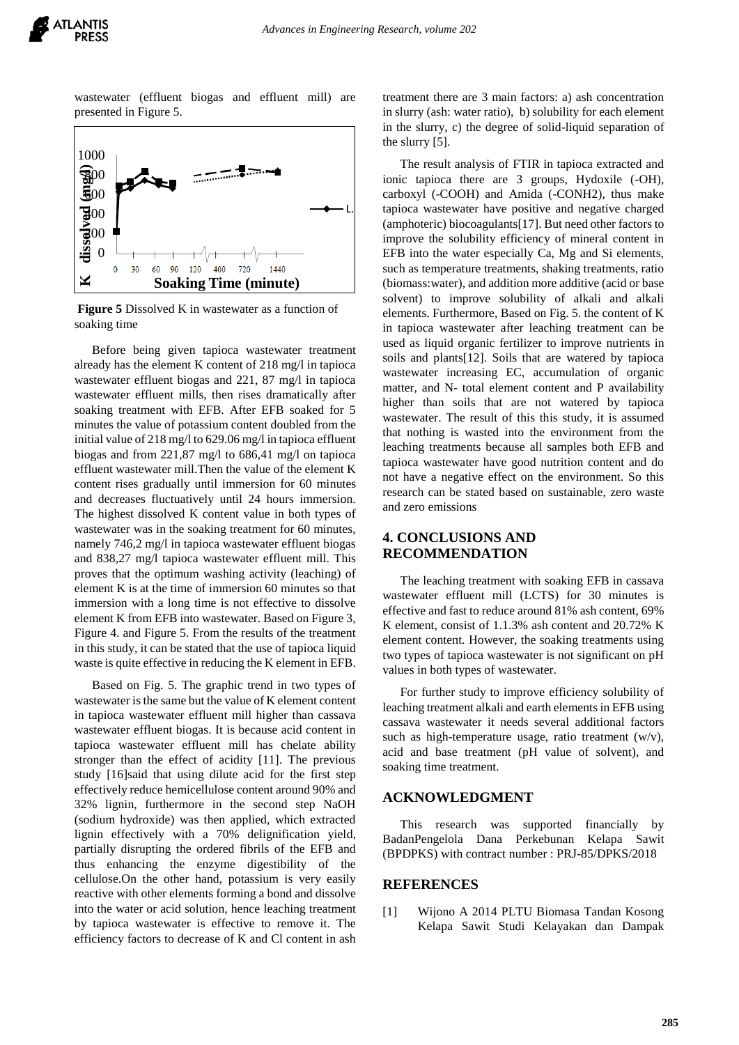wastewater (effluent biogas and effluent mill) are presented in Figure 5.

**Figure 5** Dissolved K in wastewater as a function of soaking time

Before being given tapioca wastewater treatment already has the element K content of 218 mg/l in tapioca wastewater effluent biogas and 221, 87 mg/l in tapioca wastewater effluent mills, then rises dramatically after soaking treatment with EFB. After EFB soaked for 5 minutes the value of potassium content doubled from the initial value of 218 mg/l to 629.06 mg/l in tapioca effluent biogas and from 221,87 mg/l to 686,41 mg/l on tapioca effluent wastewater mill.Then the value of the element K content rises gradually until immersion for 60 minutes and decreases fluctuatively until 24 hours immersion. The highest dissolved K content value in both types of wastewater was in the soaking treatment for 60 minutes, namely 746,2 mg/l in tapioca wastewater effluent biogas and 838,27 mg/l tapioca wastewater effluent mill. This proves that the optimum washing activity (leaching) of element K is at the time of immersion 60 minutes so that immersion with a long time is not effective to dissolve element K from EFB into wastewater. Based on Figure 3, Figure 4. and Figure 5. From the results of the treatment in this study, it can be stated that the use of tapioca liquid waste is quite effective in reducing the K element in EFB.

Based on Fig. 5. The graphic trend in two types of wastewater is the same but the value of K element content in tapioca wastewater effluent mill higher than cassava wastewater effluent biogas. It is because acid content in tapioca wastewater effluent mill has chelate ability stronger than the effect of acidity [11]. The previous study [16]said that using dilute acid for the first step effectively reduce hemicellulose content around 90% and 32% lignin, furthermore in the second step NaOH (sodium hydroxide) was then applied, which extracted lignin effectively with a 70% delignification yield, partially disrupting the ordered fibrils of the EFB and thus enhancing the enzyme digestibility of the cellulose.On the other hand, potassium is very easily reactive with other elements forming a bond and dissolve into the water or acid solution, hence leaching treatment by tapioca wastewater is effective to remove it. The efficiency factors to decrease of K and Cl content in ash treatment there are 3 main factors: a) ash concentration in slurry (ash: water ratio), b) solubility for each element in the slurry, c) the degree of solid-liquid separation of the slurry [5].

The result analysis of FTIR in tapioca extracted and ionic tapioca there are 3 groups, Hydoxile (-OH), carboxyl (-COOH) and Amida (-CONH2), thus make tapioca wastewater have positive and negative charged (amphoteric) biocoagulants[17]. But need other factors to improve the solubility efficiency of mineral content in EFB into the water especially Ca, Mg and Si elements, such as temperature treatments, shaking treatments, ratio (biomass:water), and addition more additive (acid or base solvent) to improve solubility of alkali and alkali elements. Furthermore, Based on Fig. 5. the content of K in tapioca wastewater after leaching treatment can be used as liquid organic fertilizer to improve nutrients in soils and plants[12]. Soils that are watered by tapioca wastewater increasing EC, accumulation of organic matter, and N- total element content and P availability higher than soils that are not watered by tapioca wastewater. The result of this this study, it is assumed that nothing is wasted into the environment from the leaching treatments because all samples both EFB and tapioca wastewater have good nutrition content and do not have a negative effect on the environment. So this research can be stated based on sustainable, zero waste and zero emissions

## 4. CONCLUSIONS AND RECOMMENDATION

The leaching treatment with soaking EFB in cassava wastewater effluent mill (LCTS) for 30 minutes is effective and fast to reduce around 81% ash content, 69% K element, consist of 1.1.3% ash content and 20.72% K element content. However, the soaking treatments using two types of tapioca wastewater is not significant on pH values in both types of wastewater.

For further study to improve efficiency solubility of leaching treatment alkali and earth elements in EFB using cassava wastewater it needs several additional factors such as high-temperature usage, ratio treatment (w/v), acid and base treatment (pH value of solvent), and soaking time treatment.

## ACKNOWLEDGMENT

This research was supported financially by BadanPengelola Dana Perkebunan Kelapa Sawit (BPDPKS) with contract number : PRJ-85/DPKS/2018

## REFERENCES

[1] Wijono A 2014 PLTU Biomasa Tandan Kosong Kelapa Sawit Studi Kelayakan dan Dampak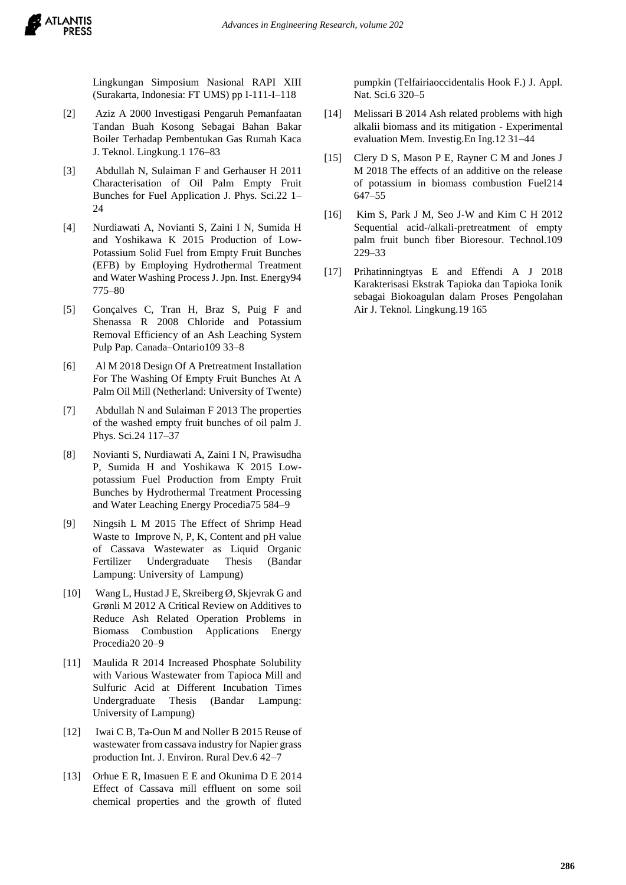Lingkungan Simposium Nasional RAPI XIII (Surakarta, Indonesia: FT UMS) pp I-111-I–118

[2] Aziz A 2000 Investigasi Pengaruh Pemanfaatan Tandan Buah Kosong Sebagai Bahan Bakar Boiler Terhadap Pembentukan Gas Rumah Kaca J. Teknol. Lingkung.1 176–83

[3] Abdullah N, Sulaiman F and Gerhauser H 2011 Characterisation of Oil Palm Empty Fruit Bunches for Fuel Application J. Phys. Sci.22 1–24

[4] Nurdiawati A, Novianti S, Zaini I N, Sumida H and Yoshikawa K 2015 Production of Low-Potassium Solid Fuel from Empty Fruit Bunches (EFB) by Employing Hydrothermal Treatment and Water Washing Process J. Jpn. Inst. Energy94 775–80

[5] Gonçalves C, Tran H, Braz S, Puig F and Shenassa R 2008 Chloride and Potassium Removal Efficiency of an Ash Leaching System Pulp Pap. Canada–Ontario109 33–8

[6] Al M 2018 Design Of A Pretreatment Installation For The Washing Of Empty Fruit Bunches At A Palm Oil Mill (Netherland: University of Twente)

[7] Abdullah N and Sulaiman F 2013 The properties of the washed empty fruit bunches of oil palm J. Phys. Sci.24 117–37

[8] Novianti S, Nurdiawati A, Zaini I N, Prawisudha P, Sumida H and Yoshikawa K 2015 Low-potassium Fuel Production from Empty Fruit Bunches by Hydrothermal Treatment Processing and Water Leaching Energy Procedia75 584–9

[9] Ningsih L M 2015 The Effect of Shrimp Head Waste to Improve N, P, K, Content and pH value of Cassava Wastewater as Liquid Organic Fertilizer Undergraduate Thesis (Bandar Lampung: University of Lampung)

[10] Wang L, Hustad J E, Skreiberg Ø, Skjevrak G and Grønli M 2012 A Critical Review on Additives to Reduce Ash Related Operation Problems in Biomass Combustion Applications Energy Procedia20 20–9

[11] Maulida R 2014 Increased Phosphate Solubility with Various Wastewater from Tapioca Mill and Sulfuric Acid at Different Incubation Times Undergraduate Thesis (Bandar Lampung: University of Lampung)

[12] Iwai C B, Ta-Oun M and Noller B 2015 Reuse of wastewater from cassava industry for Napier grass production Int. J. Environ. Rural Dev.6 42–7

[13] Orhue E R, Imasuen E E and Okunima D E 2014 Effect of Cassava mill effluent on some soil chemical properties and the growth of fluted pumpkin (Telfairiaoccidentalis Hook F.) J. Appl. Nat. Sci.6 320–5

[14] Melissari B 2014 Ash related problems with high alkalii biomass and its mitigation - Experimental evaluation Mem. Investig.En Ing.12 31–44

[15] Clery D S, Mason P E, Rayner C M and Jones J M 2018 The effects of an additive on the release of potassium in biomass combustion Fuel214 647–55

[16] Kim S, Park J M, Seo J-W and Kim C H 2012 Sequential acid-/alkali-pretreatment of empty palm fruit bunch fiber Bioresour. Technol.109 229–33

[17] Prihatinningtyas E and Effendi A J 2018 Karakterisasi Ekstrak Tapioka dan Tapioka Ionik sebagai Biokoagulan dalam Proses Pengolahan Air J. Teknol. Lingkung.19 165